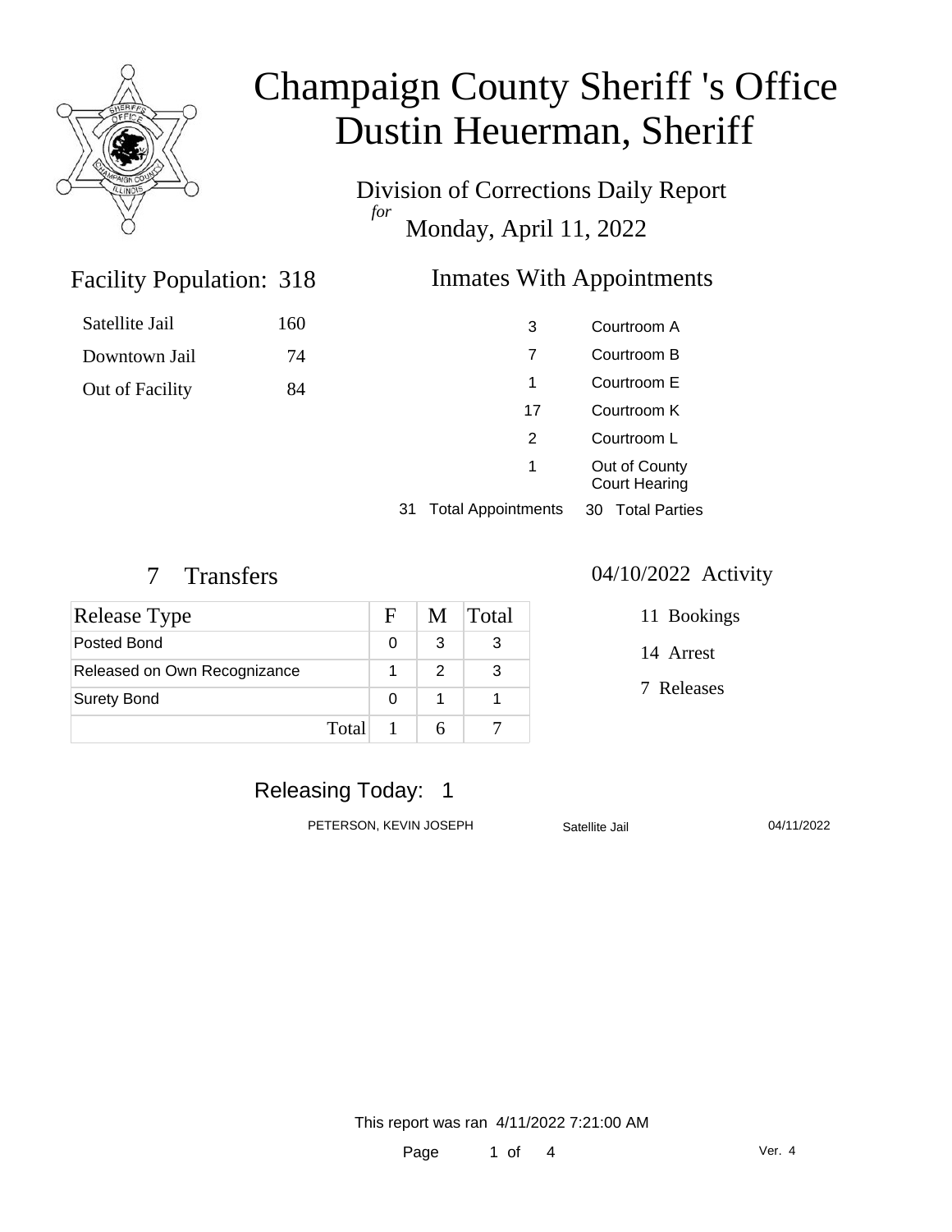# Champaign County Sheriff 's Office
# Dustin Heuerman, Sheriff

Division of Corrections Daily Report
*for*
Monday, April 11, 2022

## Facility Population: 318

| | |
|---|---|
| Satellite Jail | 160 |
| Downtown Jail | 74 |
| Out of Facility | 84 |

## Inmates With Appointments

| | |
|---|---|
| 3 | Courtroom A |
| 7 | Courtroom B |
| 1 | Courtroom E |
| 17 | Courtroom K |
| 2 | Courtroom L |
| 1 | Out of County Court Hearing |

31 Total Appointments 30 Total Parties

## 7 Transfers

| Release Type | F | M | Total |
|---|---|---|---|
| Posted Bond | 0 | 3 | 3 |
| Released on Own Recognizance | 1 | 2 | 3 |
| Surety Bond | 0 | 1 | 1 |
| Total | 1 | 6 | 7 |

## 04/10/2022 Activity

11 Bookings

14 Arrest

7 Releases

## Releasing Today: 1

| | | |
|---|---|---|
| PETERSON, KEVIN JOSEPH | Satellite Jail | 04/11/2022 |

This report was ran 4/11/2022 7:21:00 AM

Ver. 4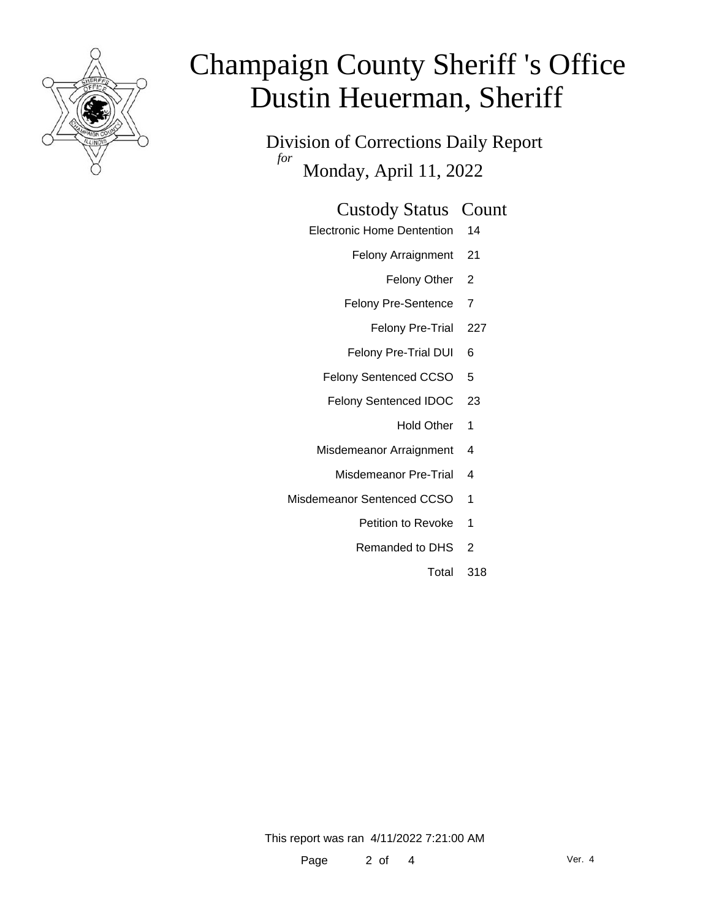# Champaign County Sheriff 's Office
# Dustin Heuerman, Sheriff

## Division of Corrections Daily Report
*for* Monday, April 11, 2022

| Custody Status | Count |
| --- | --- |
| Electronic Home Dentention | 14 |
| Felony Arraignment | 21 |
| Felony Other | 2 |
| Felony Pre-Sentence | 7 |
| Felony Pre-Trial | 227 |
| Felony Pre-Trial DUI | 6 |
| Felony Sentenced CCSO | 5 |
| Felony Sentenced IDOC | 23 |
| Hold Other | 1 |
| Misdemeanor Arraignment | 4 |
| Misdemeanor Pre-Trial | 4 |
| Misdemeanor Sentenced CCSO | 1 |
| Petition to Revoke | 1 |
| Remanded to DHS | 2 |
| Total | 318 |

This report was ran 4/11/2022 7:21:00 AM

Ver. 4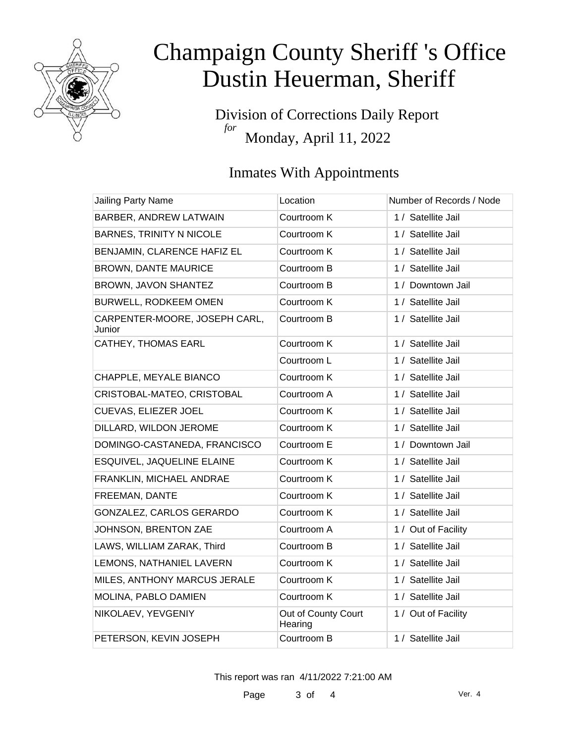# Champaign County Sheriff 's Office
# Dustin Heuerman, Sheriff

Division of Corrections Daily Report
*for*
Monday, April 11, 2022

## Inmates With Appointments

| Jailing Party Name | Location | Number of Records / Node |
|---|---|---|
| BARBER, ANDREW LATWAIN | Courtroom K | 1 / Satellite Jail |
| BARNES, TRINITY N NICOLE | Courtroom K | 1 / Satellite Jail |
| BENJAMIN, CLARENCE HAFIZ EL | Courtroom K | 1 / Satellite Jail |
| BROWN, DANTE MAURICE | Courtroom B | 1 / Satellite Jail |
| BROWN, JAVON SHANTEZ | Courtroom B | 1 / Downtown Jail |
| BURWELL, RODKEEM OMEN | Courtroom K | 1 / Satellite Jail |
| CARPENTER-MOORE, JOSEPH CARL, Junior | Courtroom B | 1 / Satellite Jail |
| CATHEY, THOMAS EARL | Courtroom K | 1 / Satellite Jail |
| | Courtroom L | 1 / Satellite Jail |
| CHAPPLE, MEYALE BIANCO | Courtroom K | 1 / Satellite Jail |
| CRISTOBAL-MATEO, CRISTOBAL | Courtroom A | 1 / Satellite Jail |
| CUEVAS, ELIEZER JOEL | Courtroom K | 1 / Satellite Jail |
| DILLARD, WILDON JEROME | Courtroom K | 1 / Satellite Jail |
| DOMINGO-CASTANEDA, FRANCISCO | Courtroom E | 1 / Downtown Jail |
| ESQUIVEL, JAQUELINE ELAINE | Courtroom K | 1 / Satellite Jail |
| FRANKLIN, MICHAEL ANDRAE | Courtroom K | 1 / Satellite Jail |
| FREEMAN, DANTE | Courtroom K | 1 / Satellite Jail |
| GONZALEZ, CARLOS GERARDO | Courtroom K | 1 / Satellite Jail |
| JOHNSON, BRENTON ZAE | Courtroom A | 1 / Out of Facility |
| LAWS, WILLIAM ZARAK, Third | Courtroom B | 1 / Satellite Jail |
| LEMONS, NATHANIEL LAVERN | Courtroom K | 1 / Satellite Jail |
| MILES, ANTHONY MARCUS JERALE | Courtroom K | 1 / Satellite Jail |
| MOLINA, PABLO DAMIEN | Courtroom K | 1 / Satellite Jail |
| NIKOLAEV, YEVGENIY | Out of County Court Hearing | 1 / Out of Facility |
| PETERSON, KEVIN JOSEPH | Courtroom B | 1 / Satellite Jail |

This report was ran 4/11/2022 7:21:00 AM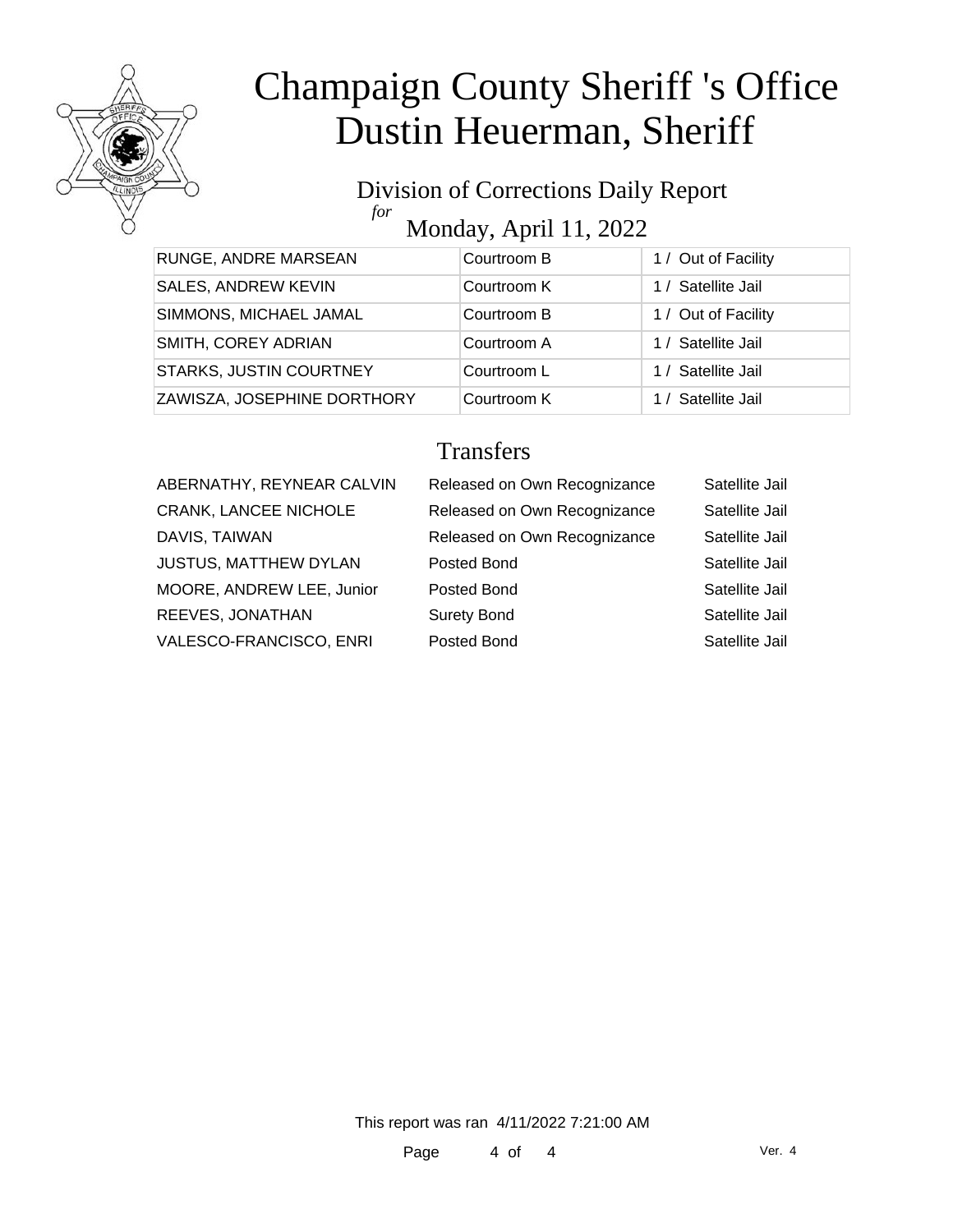# Champaign County Sheriff 's Office
# Dustin Heuerman, Sheriff

## Division of Corrections Daily Report

*for*

## Monday, April 11, 2022

| | | |
|---|---|---|
| RUNGE, ANDRE MARSEAN | Courtroom B | 1 / Out of Facility |
| SALES, ANDREW KEVIN | Courtroom K | 1 / Satellite Jail |
| SIMMONS, MICHAEL JAMAL | Courtroom B | 1 / Out of Facility |
| SMITH, COREY ADRIAN | Courtroom A | 1 / Satellite Jail |
| STARKS, JUSTIN COURTNEY | Courtroom L | 1 / Satellite Jail |
| ZAWISZA, JOSEPHINE DORTHORY | Courtroom K | 1 / Satellite Jail |

## Transfers

| | | |
|---|---|---|
| ABERNATHY, REYNEAR CALVIN | Released on Own Recognizance | Satellite Jail |
| CRANK, LANCEE NICHOLE | Released on Own Recognizance | Satellite Jail |
| DAVIS, TAIWAN | Released on Own Recognizance | Satellite Jail |
| JUSTUS, MATTHEW DYLAN | Posted Bond | Satellite Jail |
| MOORE, ANDREW LEE, Junior | Posted Bond | Satellite Jail |
| REEVES, JONATHAN | Surety Bond | Satellite Jail |
| VALESCO-FRANCISCO, ENRI | Posted Bond | Satellite Jail |

This report was ran 4/11/2022 7:21:00 AM

Ver. 4